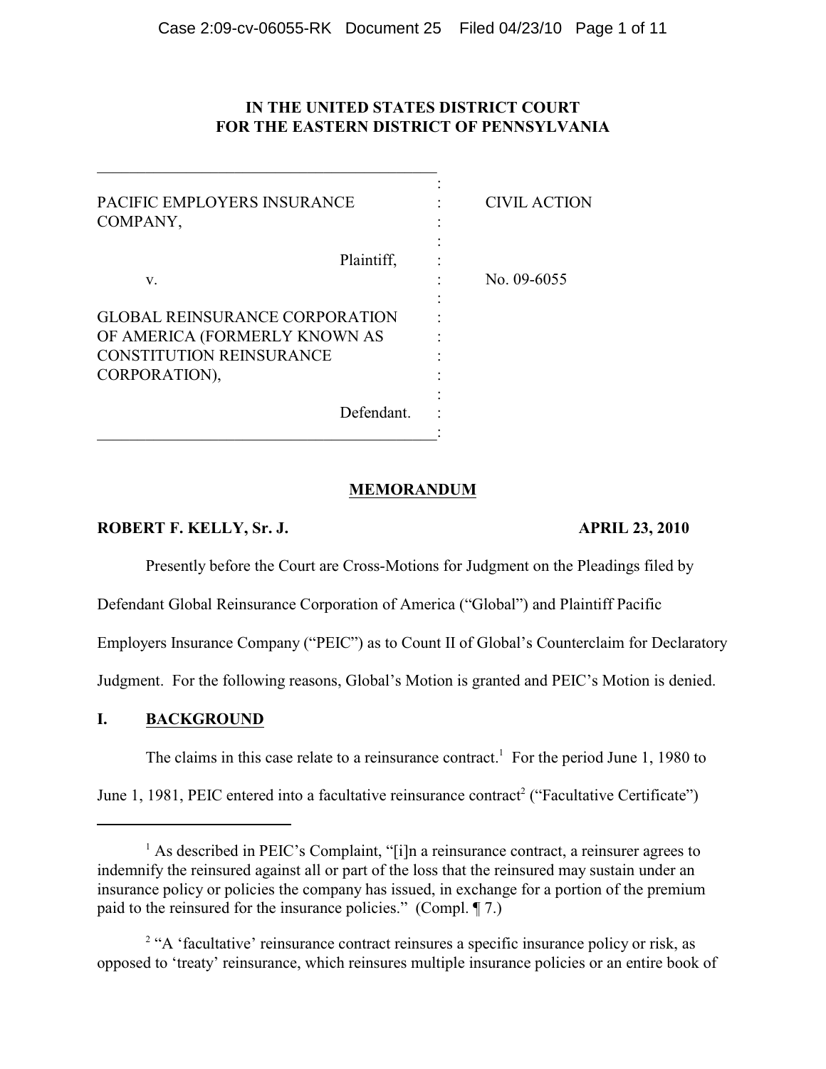# IN THE UNITED STATES DISTRICT COURT FOR THE EASTERN DISTRICT OF PENNSYLVANIA

| | | |
|---|---|---|
| PACIFIC EMPLOYERS INSURANCE COMPANY, Plaintiff, | : | CIVIL ACTION |
| v. | : | No. 09-6055 |
| GLOBAL REINSURANCE CORPORATION OF AMERICA (FORMERLY KNOWN AS CONSTITUTION REINSURANCE CORPORATION), Defendant. | : | |

## MEMORANDUM

**ROBERT F. KELLY, Sr. J.** **APRIL 23, 2010**

Presently before the Court are Cross-Motions for Judgment on the Pleadings filed by Defendant Global Reinsurance Corporation of America ("Global") and Plaintiff Pacific Employers Insurance Company ("PEIC") as to Count II of Global's Counterclaim for Declaratory Judgment. For the following reasons, Global's Motion is granted and PEIC's Motion is denied.

## I. BACKGROUND

The claims in this case relate to a reinsurance contract.[1] For the period June 1, 1980 to June 1, 1981, PEIC entered into a facultative reinsurance contract[2] ("Facultative Certificate")

[1] As described in PEIC's Complaint, "[i]n a reinsurance contract, a reinsurer agrees to indemnify the reinsured against all or part of the loss that the reinsured may sustain under an insurance policy or policies the company has issued, in exchange for a portion of the premium paid to the reinsured for the insurance policies." (Compl. ¶ 7.)

[2] "A 'facultative' reinsurance contract reinsures a specific insurance policy or risk, as opposed to 'treaty' reinsurance, which reinsures multiple insurance policies or an entire book of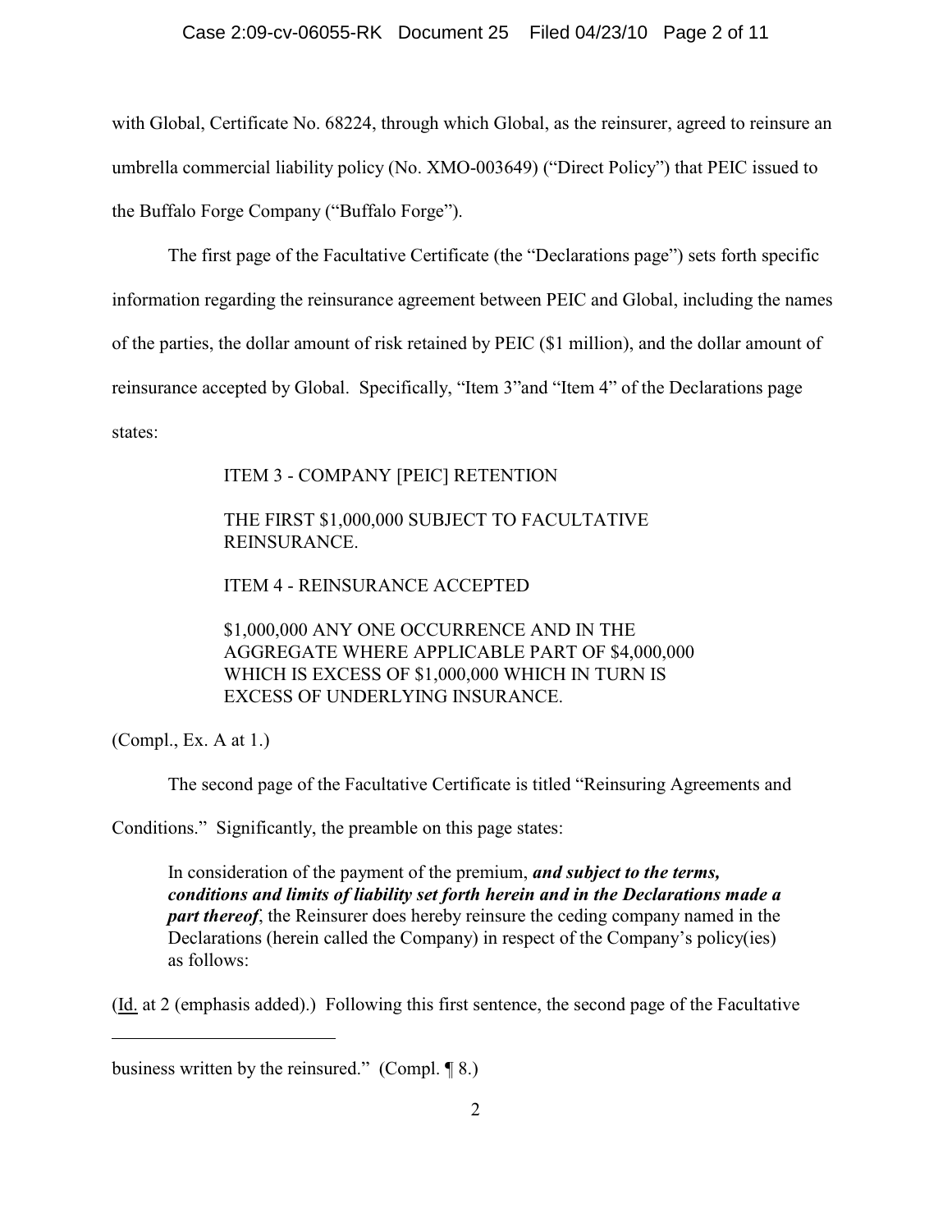with Global, Certificate No. 68224, through which Global, as the reinsurer, agreed to reinsure an umbrella commercial liability policy (No. XMO-003649) ("Direct Policy") that PEIC issued to the Buffalo Forge Company ("Buffalo Forge").

The first page of the Facultative Certificate (the "Declarations page") sets forth specific information regarding the reinsurance agreement between PEIC and Global, including the names of the parties, the dollar amount of risk retained by PEIC ($1 million), and the dollar amount of reinsurance accepted by Global. Specifically, "Item 3"and "Item 4" of the Declarations page states:

> ITEM 3 - COMPANY [PEIC] RETENTION
>
> THE FIRST $1,000,000 SUBJECT TO FACULTATIVE REINSURANCE.
>
> ITEM 4 - REINSURANCE ACCEPTED
>
> $1,000,000 ANY ONE OCCURRENCE AND IN THE AGGREGATE WHERE APPLICABLE PART OF $4,000,000 WHICH IS EXCESS OF $1,000,000 WHICH IN TURN IS EXCESS OF UNDERLYING INSURANCE.

(Compl., Ex. A at 1.)

The second page of the Facultative Certificate is titled "Reinsuring Agreements and Conditions." Significantly, the preamble on this page states:

> In consideration of the payment of the premium, ***and subject to the terms, conditions and limits of liability set forth herein and in the Declarations made a part thereof***, the Reinsurer does hereby reinsure the ceding company named in the Declarations (herein called the Company) in respect of the Company's policy(ies) as follows:

(Id. at 2 (emphasis added).) Following this first sentence, the second page of the Facultative

---

business written by the reinsured." (Compl. ¶ 8.)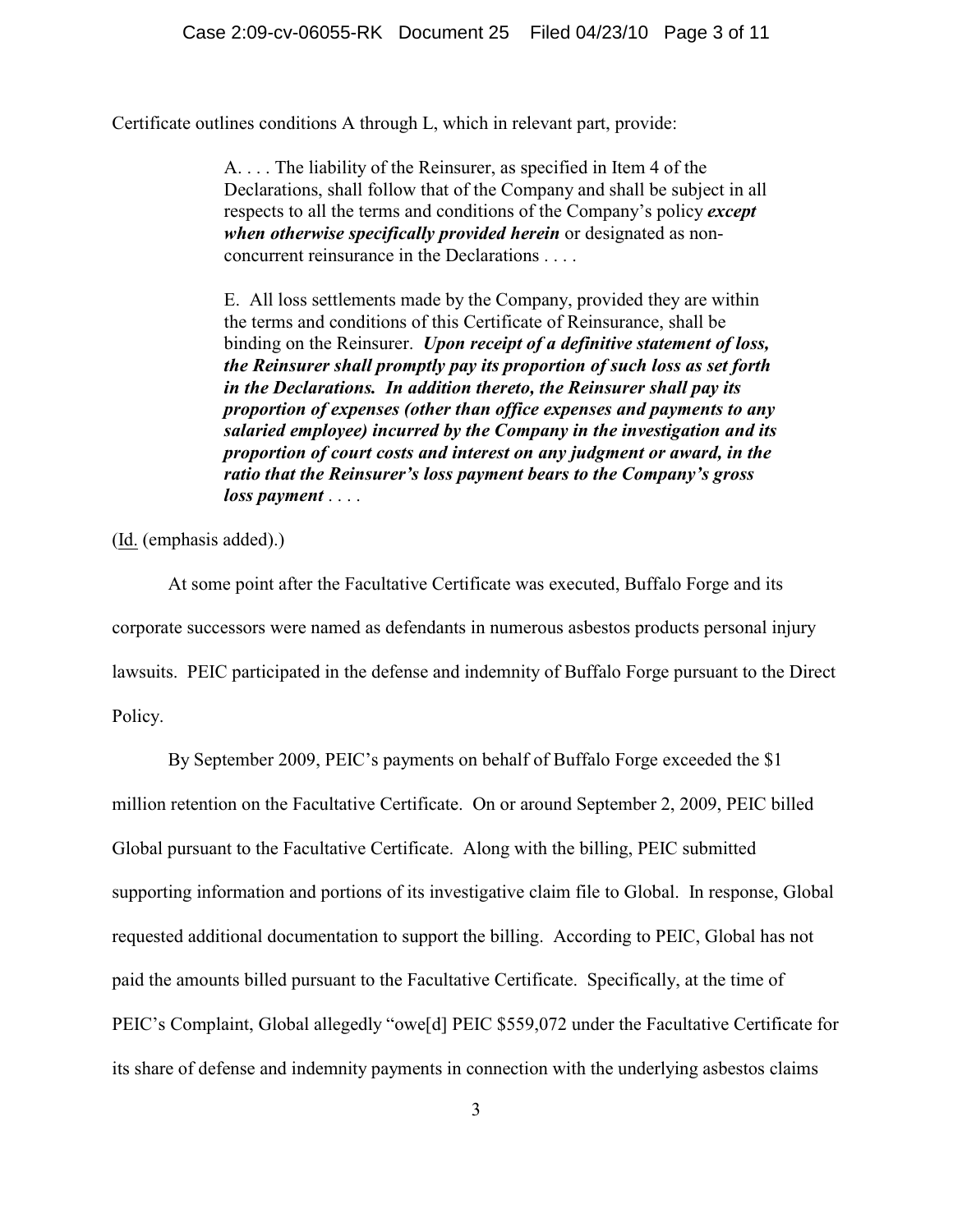Certificate outlines conditions A through L, which in relevant part, provide:

> A. . . . The liability of the Reinsurer, as specified in Item 4 of the Declarations, shall follow that of the Company and shall be subject in all respects to all the terms and conditions of the Company's policy ***except when otherwise specifically provided herein*** or designated as non-concurrent reinsurance in the Declarations . . . .
>
> E. All loss settlements made by the Company, provided they are within the terms and conditions of this Certificate of Reinsurance, shall be binding on the Reinsurer. ***Upon receipt of a definitive statement of loss, the Reinsurer shall promptly pay its proportion of such loss as set forth in the Declarations. In addition thereto, the Reinsurer shall pay its proportion of expenses (other than office expenses and payments to any salaried employee) incurred by the Company in the investigation and its proportion of court costs and interest on any judgment or award, in the ratio that the Reinsurer's loss payment bears to the Company's gross loss payment*** . . . .

(Id. (emphasis added).)

At some point after the Facultative Certificate was executed, Buffalo Forge and its corporate successors were named as defendants in numerous asbestos products personal injury lawsuits. PEIC participated in the defense and indemnity of Buffalo Forge pursuant to the Direct Policy.

By September 2009, PEIC's payments on behalf of Buffalo Forge exceeded the $1 million retention on the Facultative Certificate. On or around September 2, 2009, PEIC billed Global pursuant to the Facultative Certificate. Along with the billing, PEIC submitted supporting information and portions of its investigative claim file to Global. In response, Global requested additional documentation to support the billing. According to PEIC, Global has not paid the amounts billed pursuant to the Facultative Certificate. Specifically, at the time of PEIC's Complaint, Global allegedly "owe[d] PEIC $559,072 under the Facultative Certificate for its share of defense and indemnity payments in connection with the underlying asbestos claims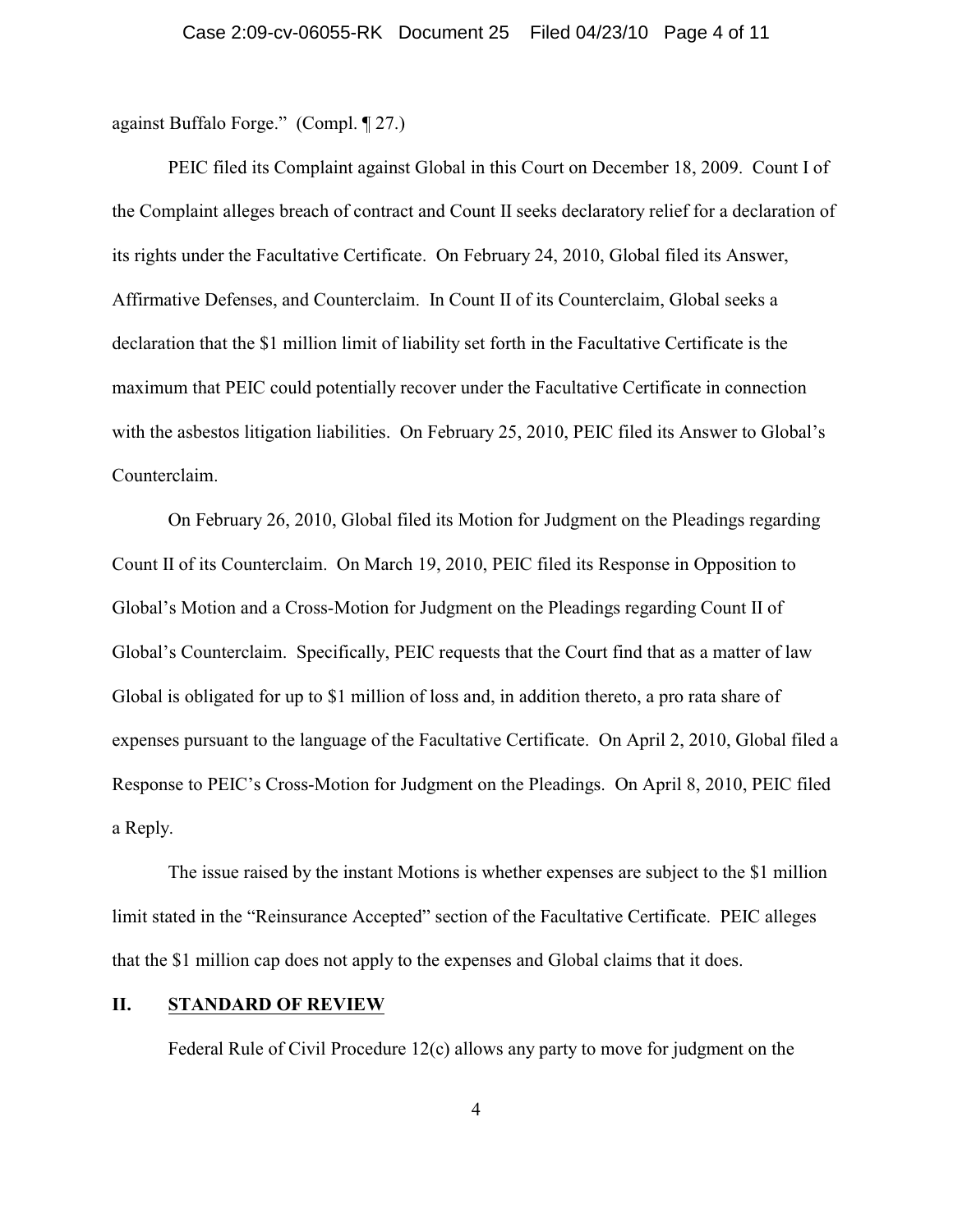against Buffalo Forge." (Compl. ¶ 27.)

PEIC filed its Complaint against Global in this Court on December 18, 2009. Count I of the Complaint alleges breach of contract and Count II seeks declaratory relief for a declaration of its rights under the Facultative Certificate. On February 24, 2010, Global filed its Answer, Affirmative Defenses, and Counterclaim. In Count II of its Counterclaim, Global seeks a declaration that the $1 million limit of liability set forth in the Facultative Certificate is the maximum that PEIC could potentially recover under the Facultative Certificate in connection with the asbestos litigation liabilities. On February 25, 2010, PEIC filed its Answer to Global's Counterclaim.

On February 26, 2010, Global filed its Motion for Judgment on the Pleadings regarding Count II of its Counterclaim. On March 19, 2010, PEIC filed its Response in Opposition to Global's Motion and a Cross-Motion for Judgment on the Pleadings regarding Count II of Global's Counterclaim. Specifically, PEIC requests that the Court find that as a matter of law Global is obligated for up to $1 million of loss and, in addition thereto, a pro rata share of expenses pursuant to the language of the Facultative Certificate. On April 2, 2010, Global filed a Response to PEIC's Cross-Motion for Judgment on the Pleadings. On April 8, 2010, PEIC filed a Reply.

The issue raised by the instant Motions is whether expenses are subject to the $1 million limit stated in the "Reinsurance Accepted" section of the Facultative Certificate. PEIC alleges that the $1 million cap does not apply to the expenses and Global claims that it does.

## II. STANDARD OF REVIEW

Federal Rule of Civil Procedure 12(c) allows any party to move for judgment on the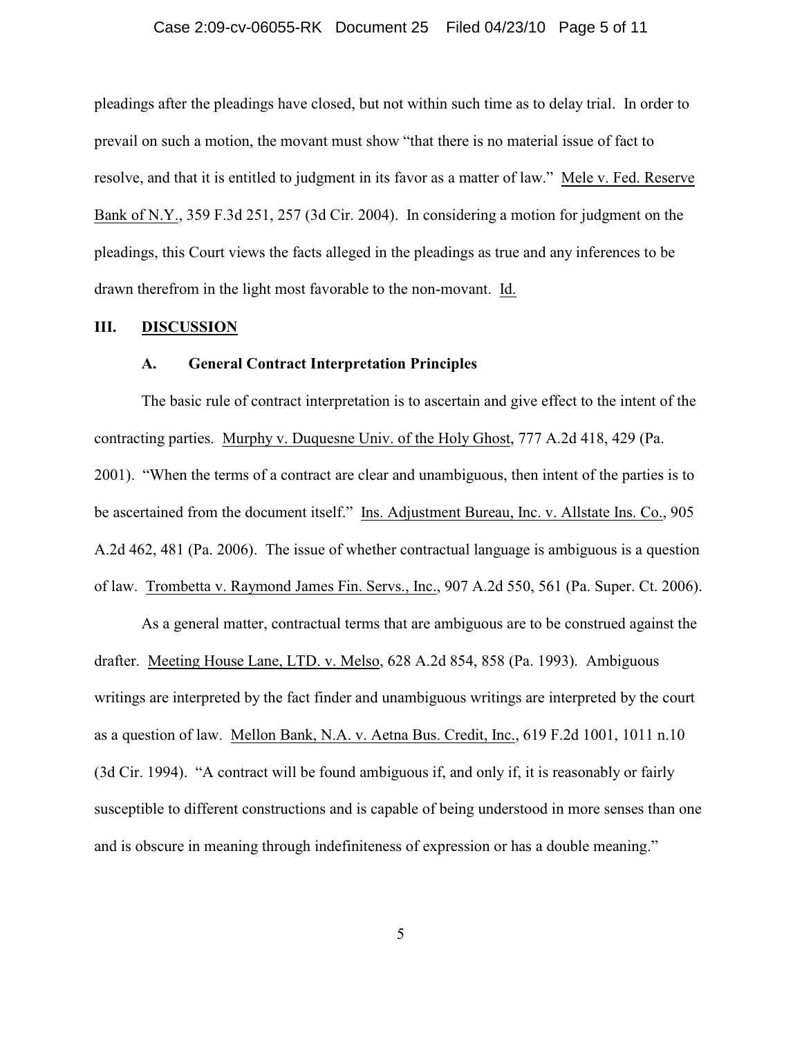pleadings after the pleadings have closed, but not within such time as to delay trial. In order to prevail on such a motion, the movant must show "that there is no material issue of fact to resolve, and that it is entitled to judgment in its favor as a matter of law." Mele v. Fed. Reserve Bank of N.Y., 359 F.3d 251, 257 (3d Cir. 2004). In considering a motion for judgment on the pleadings, this Court views the facts alleged in the pleadings as true and any inferences to be drawn therefrom in the light most favorable to the non-movant. Id.

## III. DISCUSSION

### A. General Contract Interpretation Principles

The basic rule of contract interpretation is to ascertain and give effect to the intent of the contracting parties. Murphy v. Duquesne Univ. of the Holy Ghost, 777 A.2d 418, 429 (Pa. 2001). "When the terms of a contract are clear and unambiguous, then intent of the parties is to be ascertained from the document itself." Ins. Adjustment Bureau, Inc. v. Allstate Ins. Co., 905 A.2d 462, 481 (Pa. 2006). The issue of whether contractual language is ambiguous is a question of law. Trombetta v. Raymond James Fin. Servs., Inc., 907 A.2d 550, 561 (Pa. Super. Ct. 2006).

As a general matter, contractual terms that are ambiguous are to be construed against the drafter. Meeting House Lane, LTD. v. Melso, 628 A.2d 854, 858 (Pa. 1993). Ambiguous writings are interpreted by the fact finder and unambiguous writings are interpreted by the court as a question of law. Mellon Bank, N.A. v. Aetna Bus. Credit, Inc., 619 F.2d 1001, 1011 n.10 (3d Cir. 1994). "A contract will be found ambiguous if, and only if, it is reasonably or fairly susceptible to different constructions and is capable of being understood in more senses than one and is obscure in meaning through indefiniteness of expression or has a double meaning."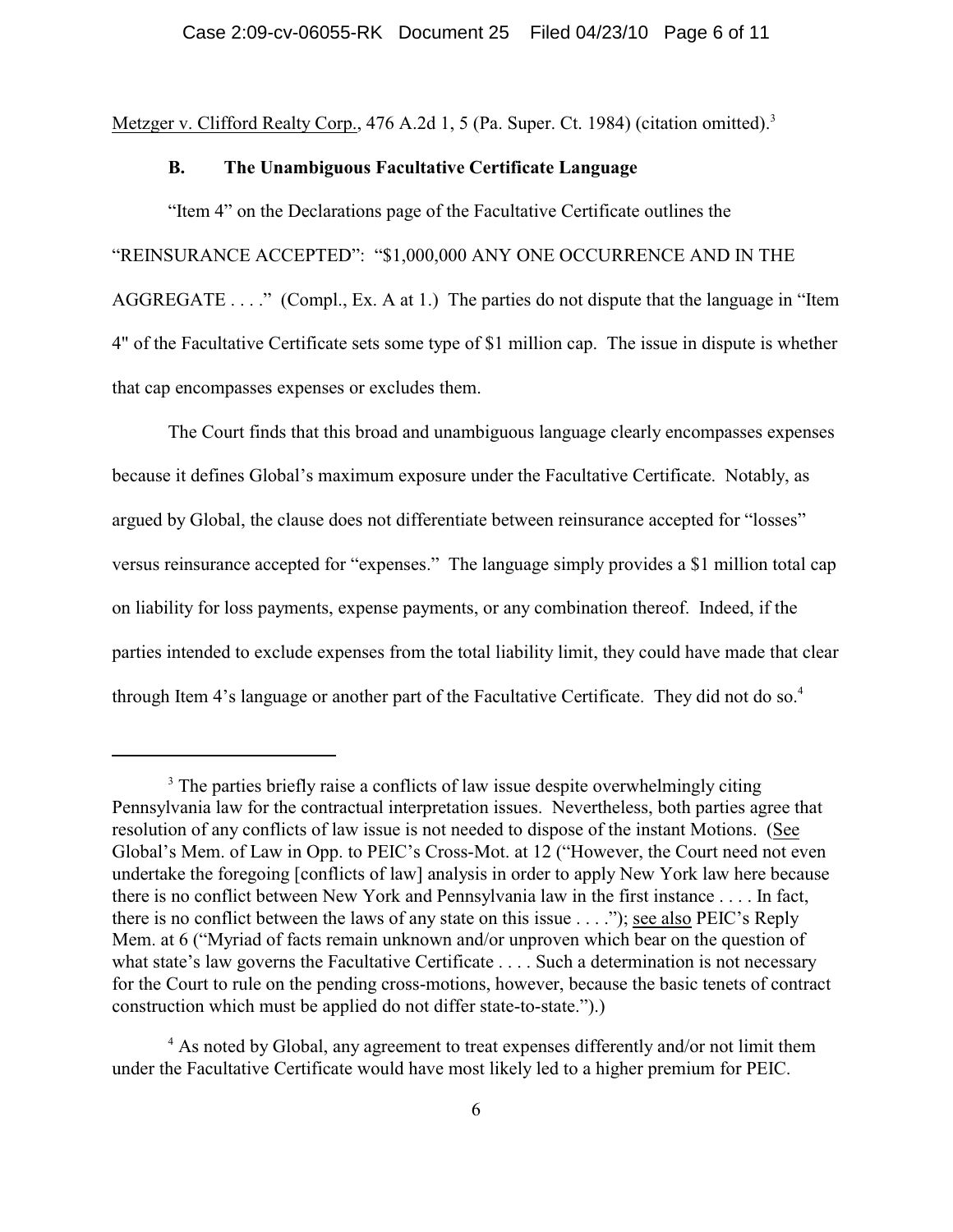Metzger v. Clifford Realty Corp., 476 A.2d 1, 5 (Pa. Super. Ct. 1984) (citation omitted).[3]

### B. The Unambiguous Facultative Certificate Language

"Item 4" on the Declarations page of the Facultative Certificate outlines the "REINSURANCE ACCEPTED": "$1,000,000 ANY ONE OCCURRENCE AND IN THE AGGREGATE . . . ." (Compl., Ex. A at 1.) The parties do not dispute that the language in "Item 4" of the Facultative Certificate sets some type of $1 million cap. The issue in dispute is whether that cap encompasses expenses or excludes them.

The Court finds that this broad and unambiguous language clearly encompasses expenses because it defines Global's maximum exposure under the Facultative Certificate. Notably, as argued by Global, the clause does not differentiate between reinsurance accepted for "losses" versus reinsurance accepted for "expenses." The language simply provides a $1 million total cap on liability for loss payments, expense payments, or any combination thereof. Indeed, if the parties intended to exclude expenses from the total liability limit, they could have made that clear through Item 4's language or another part of the Facultative Certificate. They did not do so.[4]

---

[3] The parties briefly raise a conflicts of law issue despite overwhelmingly citing Pennsylvania law for the contractual interpretation issues. Nevertheless, both parties agree that resolution of any conflicts of law issue is not needed to dispose of the instant Motions. (See Global's Mem. of Law in Opp. to PEIC's Cross-Mot. at 12 ("However, the Court need not even undertake the foregoing [conflicts of law] analysis in order to apply New York law here because there is no conflict between New York and Pennsylvania law in the first instance . . . . In fact, there is no conflict between the laws of any state on this issue . . . ."); see also PEIC's Reply Mem. at 6 ("Myriad of facts remain unknown and/or unproven which bear on the question of what state's law governs the Facultative Certificate . . . . Such a determination is not necessary for the Court to rule on the pending cross-motions, however, because the basic tenets of contract construction which must be applied do not differ state-to-state.").)

[4] As noted by Global, any agreement to treat expenses differently and/or not limit them under the Facultative Certificate would have most likely led to a higher premium for PEIC.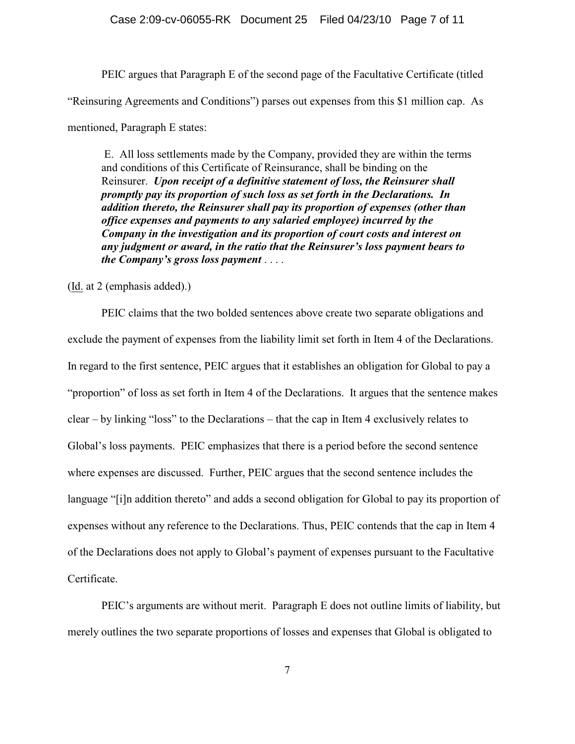PEIC argues that Paragraph E of the second page of the Facultative Certificate (titled "Reinsuring Agreements and Conditions") parses out expenses from this $1 million cap. As mentioned, Paragraph E states:

> E. All loss settlements made by the Company, provided they are within the terms and conditions of this Certificate of Reinsurance, shall be binding on the Reinsurer. ***Upon receipt of a definitive statement of loss, the Reinsurer shall promptly pay its proportion of such loss as set forth in the Declarations. In addition thereto, the Reinsurer shall pay its proportion of expenses (other than office expenses and payments to any salaried employee) incurred by the Company in the investigation and its proportion of court costs and interest on any judgment or award, in the ratio that the Reinsurer's loss payment bears to the Company's gross loss payment*** . . . .

(Id. at 2 (emphasis added).)

PEIC claims that the two bolded sentences above create two separate obligations and exclude the payment of expenses from the liability limit set forth in Item 4 of the Declarations. In regard to the first sentence, PEIC argues that it establishes an obligation for Global to pay a "proportion" of loss as set forth in Item 4 of the Declarations. It argues that the sentence makes clear – by linking "loss" to the Declarations – that the cap in Item 4 exclusively relates to Global's loss payments. PEIC emphasizes that there is a period before the second sentence where expenses are discussed. Further, PEIC argues that the second sentence includes the language "[i]n addition thereto" and adds a second obligation for Global to pay its proportion of expenses without any reference to the Declarations. Thus, PEIC contends that the cap in Item 4 of the Declarations does not apply to Global's payment of expenses pursuant to the Facultative Certificate.

PEIC's arguments are without merit. Paragraph E does not outline limits of liability, but merely outlines the two separate proportions of losses and expenses that Global is obligated to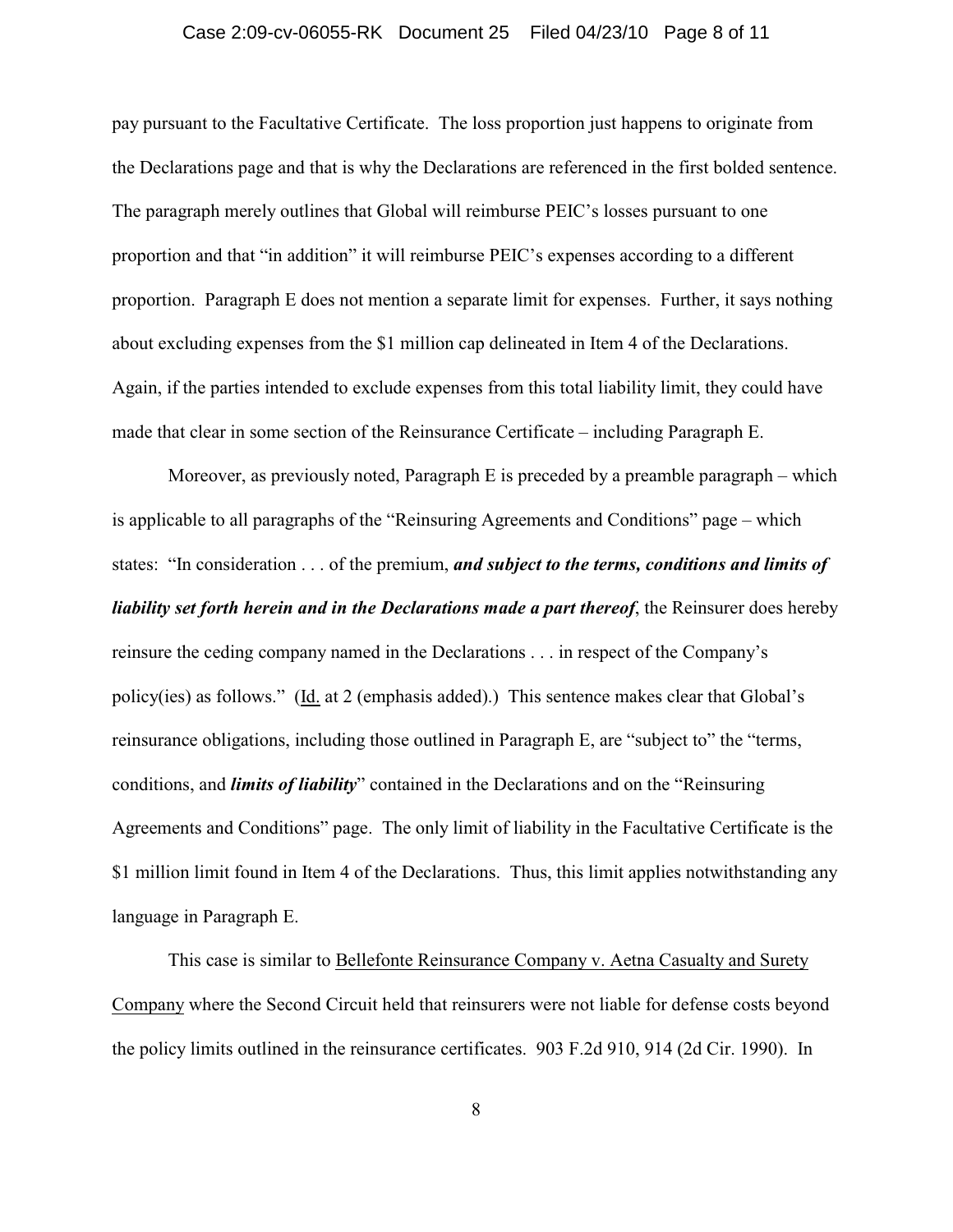pay pursuant to the Facultative Certificate. The loss proportion just happens to originate from the Declarations page and that is why the Declarations are referenced in the first bolded sentence. The paragraph merely outlines that Global will reimburse PEIC's losses pursuant to one proportion and that "in addition" it will reimburse PEIC's expenses according to a different proportion. Paragraph E does not mention a separate limit for expenses. Further, it says nothing about excluding expenses from the $1 million cap delineated in Item 4 of the Declarations. Again, if the parties intended to exclude expenses from this total liability limit, they could have made that clear in some section of the Reinsurance Certificate – including Paragraph E.

Moreover, as previously noted, Paragraph E is preceded by a preamble paragraph – which is applicable to all paragraphs of the "Reinsuring Agreements and Conditions" page – which states: "In consideration . . . of the premium, ***and subject to the terms, conditions and limits of liability set forth herein and in the Declarations made a part thereof***, the Reinsurer does hereby reinsure the ceding company named in the Declarations . . . in respect of the Company's policy(ies) as follows." (Id. at 2 (emphasis added).) This sentence makes clear that Global's reinsurance obligations, including those outlined in Paragraph E, are "subject to" the "terms, conditions, and ***limits of liability***" contained in the Declarations and on the "Reinsuring Agreements and Conditions" page. The only limit of liability in the Facultative Certificate is the $1 million limit found in Item 4 of the Declarations. Thus, this limit applies notwithstanding any language in Paragraph E.

This case is similar to Bellefonte Reinsurance Company v. Aetna Casualty and Surety Company where the Second Circuit held that reinsurers were not liable for defense costs beyond the policy limits outlined in the reinsurance certificates. 903 F.2d 910, 914 (2d Cir. 1990). In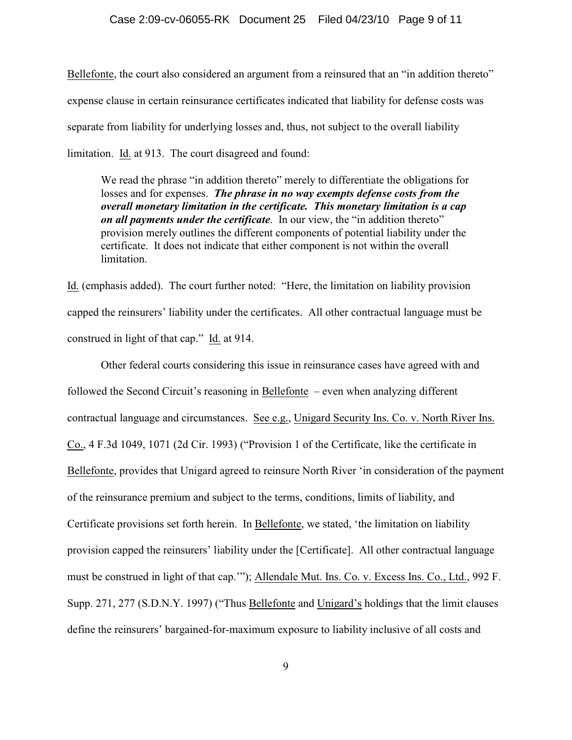Bellefonte, the court also considered an argument from a reinsured that an "in addition thereto" expense clause in certain reinsurance certificates indicated that liability for defense costs was separate from liability for underlying losses and, thus, not subject to the overall liability limitation. Id. at 913. The court disagreed and found:

> We read the phrase "in addition thereto" merely to differentiate the obligations for losses and for expenses. ***The phrase in no way exempts defense costs from the overall monetary limitation in the certificate. This monetary limitation is a cap on all payments under the certificate***. In our view, the "in addition thereto" provision merely outlines the different components of potential liability under the certificate. It does not indicate that either component is not within the overall limitation.

Id. (emphasis added). The court further noted: "Here, the limitation on liability provision capped the reinsurers' liability under the certificates. All other contractual language must be construed in light of that cap." Id. at 914.

Other federal courts considering this issue in reinsurance cases have agreed with and followed the Second Circuit's reasoning in Bellefonte – even when analyzing different contractual language and circumstances. See e.g., Unigard Security Ins. Co. v. North River Ins. Co., 4 F.3d 1049, 1071 (2d Cir. 1993) ("Provision 1 of the Certificate, like the certificate in Bellefonte, provides that Unigard agreed to reinsure North River 'in consideration of the payment of the reinsurance premium and subject to the terms, conditions, limits of liability, and Certificate provisions set forth herein. In Bellefonte, we stated, 'the limitation on liability provision capped the reinsurers' liability under the [Certificate]. All other contractual language must be construed in light of that cap.'"); Allendale Mut. Ins. Co. v. Excess Ins. Co., Ltd., 992 F. Supp. 271, 277 (S.D.N.Y. 1997) ("Thus Bellefonte and Unigard's holdings that the limit clauses define the reinsurers' bargained-for-maximum exposure to liability inclusive of all costs and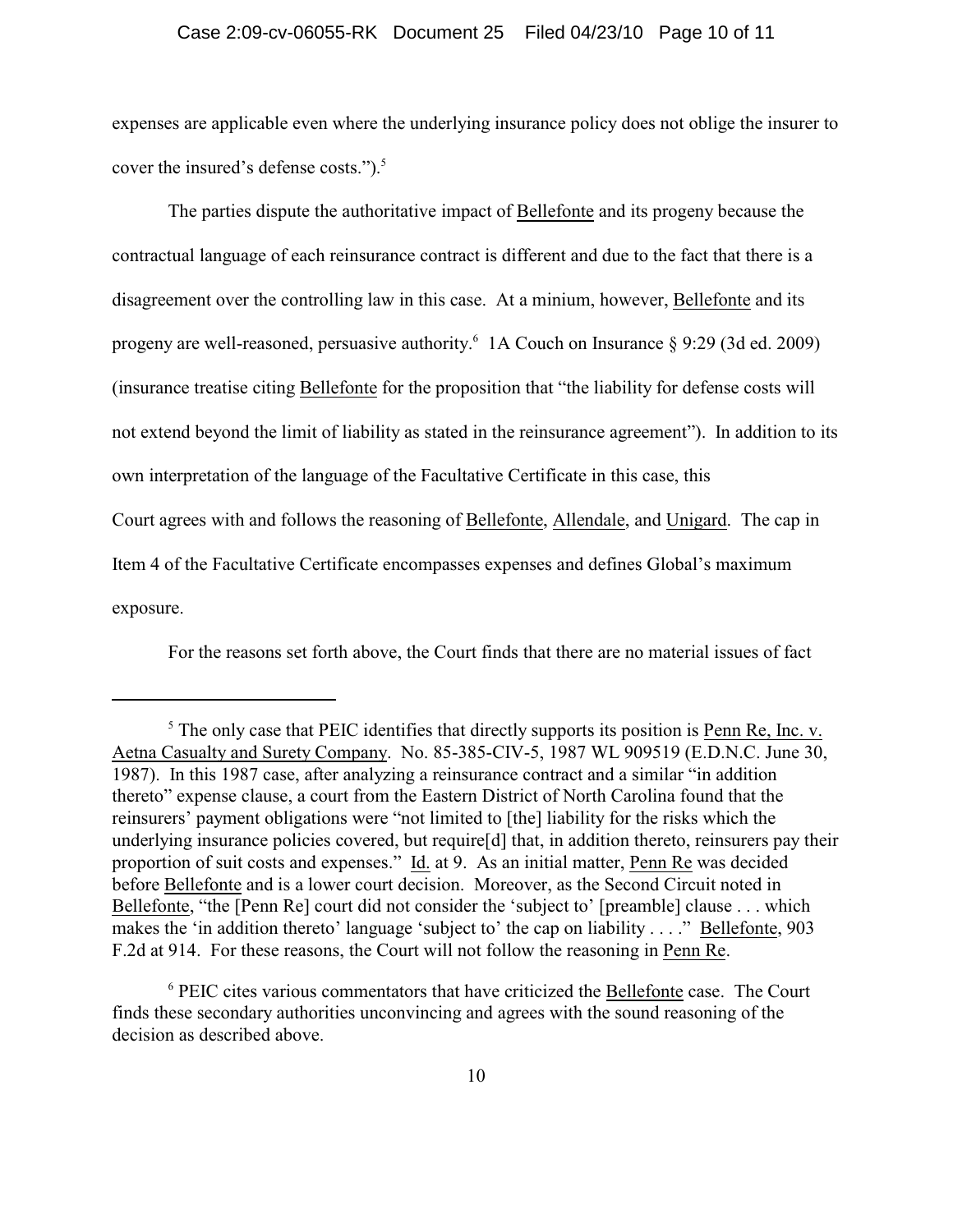expenses are applicable even where the underlying insurance policy does not oblige the insurer to cover the insured's defense costs.").[5]

The parties dispute the authoritative impact of Bellefonte and its progeny because the contractual language of each reinsurance contract is different and due to the fact that there is a disagreement over the controlling law in this case. At a minium, however, Bellefonte and its progeny are well-reasoned, persuasive authority.[6] 1A Couch on Insurance § 9:29 (3d ed. 2009) (insurance treatise citing Bellefonte for the proposition that "the liability for defense costs will not extend beyond the limit of liability as stated in the reinsurance agreement"). In addition to its own interpretation of the language of the Facultative Certificate in this case, this Court agrees with and follows the reasoning of Bellefonte, Allendale, and Unigard. The cap in Item 4 of the Facultative Certificate encompasses expenses and defines Global's maximum exposure.

For the reasons set forth above, the Court finds that there are no material issues of fact

---

[5] The only case that PEIC identifies that directly supports its position is Penn Re, Inc. v. Aetna Casualty and Surety Company. No. 85-385-CIV-5, 1987 WL 909519 (E.D.N.C. June 30, 1987). In this 1987 case, after analyzing a reinsurance contract and a similar "in addition thereto" expense clause, a court from the Eastern District of North Carolina found that the reinsurers' payment obligations were "not limited to [the] liability for the risks which the underlying insurance policies covered, but require[d] that, in addition thereto, reinsurers pay their proportion of suit costs and expenses." Id. at 9. As an initial matter, Penn Re was decided before Bellefonte and is a lower court decision. Moreover, as the Second Circuit noted in Bellefonte, "the [Penn Re] court did not consider the 'subject to' [preamble] clause . . . which makes the 'in addition thereto' language 'subject to' the cap on liability . . . ." Bellefonte, 903 F.2d at 914. For these reasons, the Court will not follow the reasoning in Penn Re.

[6] PEIC cites various commentators that have criticized the Bellefonte case. The Court finds these secondary authorities unconvincing and agrees with the sound reasoning of the decision as described above.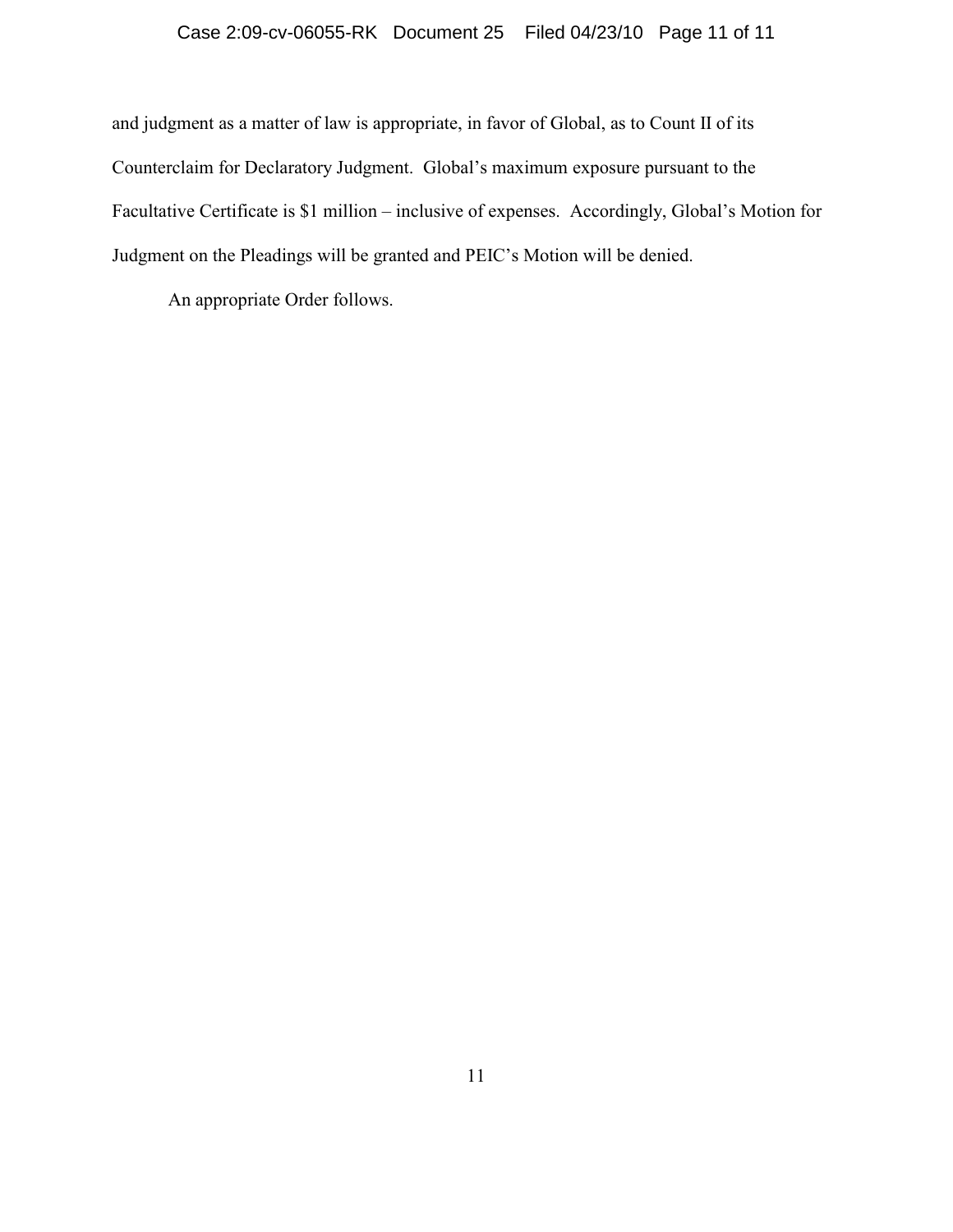and judgment as a matter of law is appropriate, in favor of Global, as to Count II of its Counterclaim for Declaratory Judgment. Global's maximum exposure pursuant to the Facultative Certificate is $1 million – inclusive of expenses. Accordingly, Global's Motion for Judgment on the Pleadings will be granted and PEIC's Motion will be denied.

An appropriate Order follows.